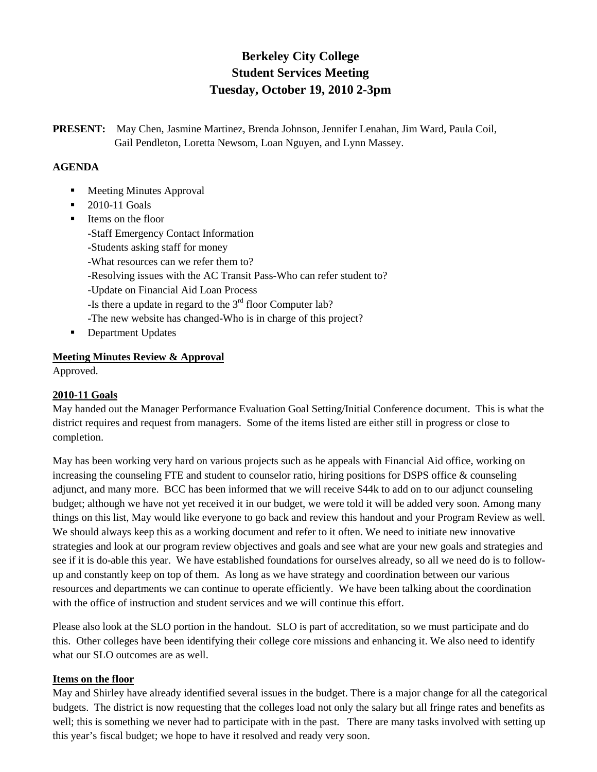# Berkeley City College
# Student Services Meeting
# Tuesday, October 19, 2010 2-3pm

**PRESENT:** May Chen, Jasmine Martinez, Brenda Johnson, Jennifer Lenahan, Jim Ward, Paula Coil, Gail Pendleton, Loretta Newsom, Loan Nguyen, and Lynn Massey.

**AGENDA**

- Meeting Minutes Approval
- 2010-11 Goals
- Items on the floor
  -Staff Emergency Contact Information
  -Students asking staff for money
  -What resources can we refer them to?
  -Resolving issues with the AC Transit Pass-Who can refer student to?
  -Update on Financial Aid Loan Process
  -Is there a update in regard to the 3rd floor Computer lab?
  -The new website has changed-Who is in charge of this project?
- Department Updates

**Meeting Minutes Review & Approval**

Approved.

**2010-11 Goals**

May handed out the Manager Performance Evaluation Goal Setting/Initial Conference document. This is what the district requires and request from managers. Some of the items listed are either still in progress or close to completion.

May has been working very hard on various projects such as he appeals with Financial Aid office, working on increasing the counseling FTE and student to counselor ratio, hiring positions for DSPS office & counseling adjunct, and many more. BCC has been informed that we will receive $44k to add on to our adjunct counseling budget; although we have not yet received it in our budget, we were told it will be added very soon. Among many things on this list, May would like everyone to go back and review this handout and your Program Review as well. We should always keep this as a working document and refer to it often. We need to initiate new innovative strategies and look at our program review objectives and goals and see what are your new goals and strategies and see if it is do-able this year. We have established foundations for ourselves already, so all we need do is to follow-up and constantly keep on top of them. As long as we have strategy and coordination between our various resources and departments we can continue to operate efficiently. We have been talking about the coordination with the office of instruction and student services and we will continue this effort.

Please also look at the SLO portion in the handout. SLO is part of accreditation, so we must participate and do this. Other colleges have been identifying their college core missions and enhancing it. We also need to identify what our SLO outcomes are as well.

**Items on the floor**

May and Shirley have already identified several issues in the budget. There is a major change for all the categorical budgets. The district is now requesting that the colleges load not only the salary but all fringe rates and benefits as well; this is something we never had to participate with in the past. There are many tasks involved with setting up this year's fiscal budget; we hope to have it resolved and ready very soon.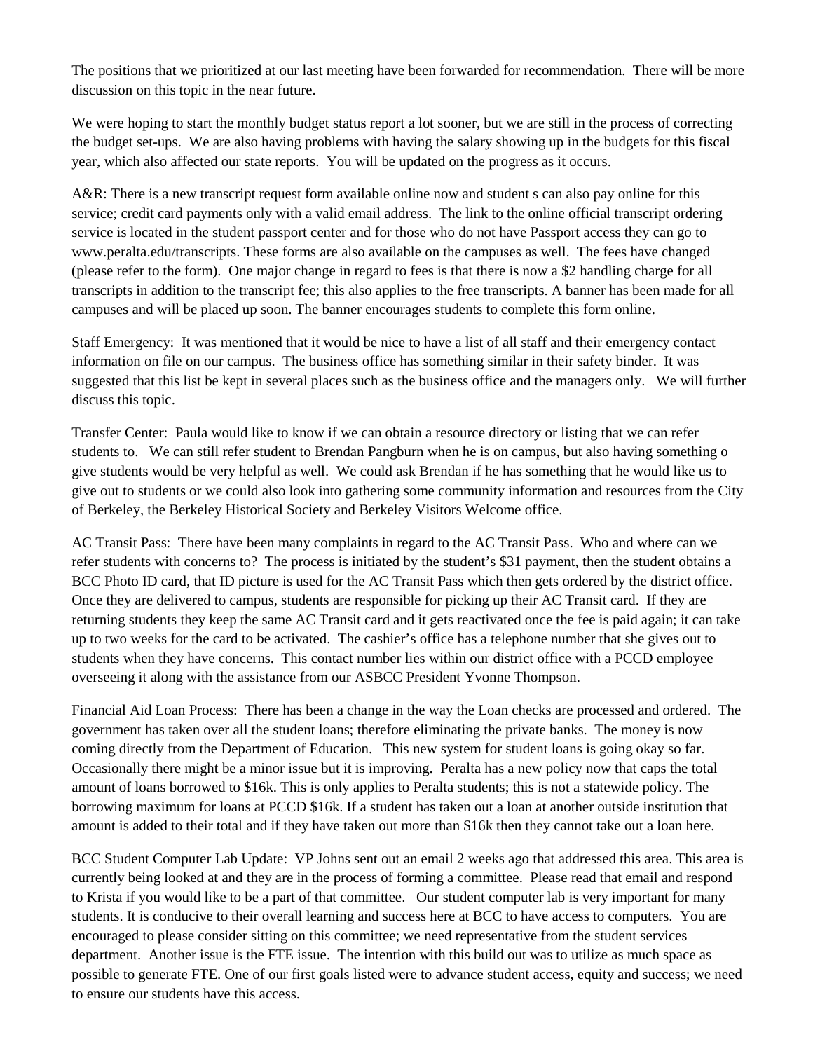The positions that we prioritized at our last meeting have been forwarded for recommendation. There will be more discussion on this topic in the near future.

We were hoping to start the monthly budget status report a lot sooner, but we are still in the process of correcting the budget set-ups. We are also having problems with having the salary showing up in the budgets for this fiscal year, which also affected our state reports. You will be updated on the progress as it occurs.

A&R: There is a new transcript request form available online now and student s can also pay online for this service; credit card payments only with a valid email address. The link to the online official transcript ordering service is located in the student passport center and for those who do not have Passport access they can go to www.peralta.edu/transcripts. These forms are also available on the campuses as well. The fees have changed (please refer to the form). One major change in regard to fees is that there is now a $2 handling charge for all transcripts in addition to the transcript fee; this also applies to the free transcripts. A banner has been made for all campuses and will be placed up soon. The banner encourages students to complete this form online.

Staff Emergency: It was mentioned that it would be nice to have a list of all staff and their emergency contact information on file on our campus. The business office has something similar in their safety binder. It was suggested that this list be kept in several places such as the business office and the managers only. We will further discuss this topic.

Transfer Center: Paula would like to know if we can obtain a resource directory or listing that we can refer students to. We can still refer student to Brendan Pangburn when he is on campus, but also having something o give students would be very helpful as well. We could ask Brendan if he has something that he would like us to give out to students or we could also look into gathering some community information and resources from the City of Berkeley, the Berkeley Historical Society and Berkeley Visitors Welcome office.

AC Transit Pass: There have been many complaints in regard to the AC Transit Pass. Who and where can we refer students with concerns to? The process is initiated by the student's $31 payment, then the student obtains a BCC Photo ID card, that ID picture is used for the AC Transit Pass which then gets ordered by the district office. Once they are delivered to campus, students are responsible for picking up their AC Transit card. If they are returning students they keep the same AC Transit card and it gets reactivated once the fee is paid again; it can take up to two weeks for the card to be activated. The cashier's office has a telephone number that she gives out to students when they have concerns. This contact number lies within our district office with a PCCD employee overseeing it along with the assistance from our ASBCC President Yvonne Thompson.

Financial Aid Loan Process: There has been a change in the way the Loan checks are processed and ordered. The government has taken over all the student loans; therefore eliminating the private banks. The money is now coming directly from the Department of Education. This new system for student loans is going okay so far. Occasionally there might be a minor issue but it is improving. Peralta has a new policy now that caps the total amount of loans borrowed to $16k. This is only applies to Peralta students; this is not a statewide policy. The borrowing maximum for loans at PCCD $16k. If a student has taken out a loan at another outside institution that amount is added to their total and if they have taken out more than $16k then they cannot take out a loan here.

BCC Student Computer Lab Update: VP Johns sent out an email 2 weeks ago that addressed this area. This area is currently being looked at and they are in the process of forming a committee. Please read that email and respond to Krista if you would like to be a part of that committee. Our student computer lab is very important for many students. It is conducive to their overall learning and success here at BCC to have access to computers. You are encouraged to please consider sitting on this committee; we need representative from the student services department. Another issue is the FTE issue. The intention with this build out was to utilize as much space as possible to generate FTE. One of our first goals listed were to advance student access, equity and success; we need to ensure our students have this access.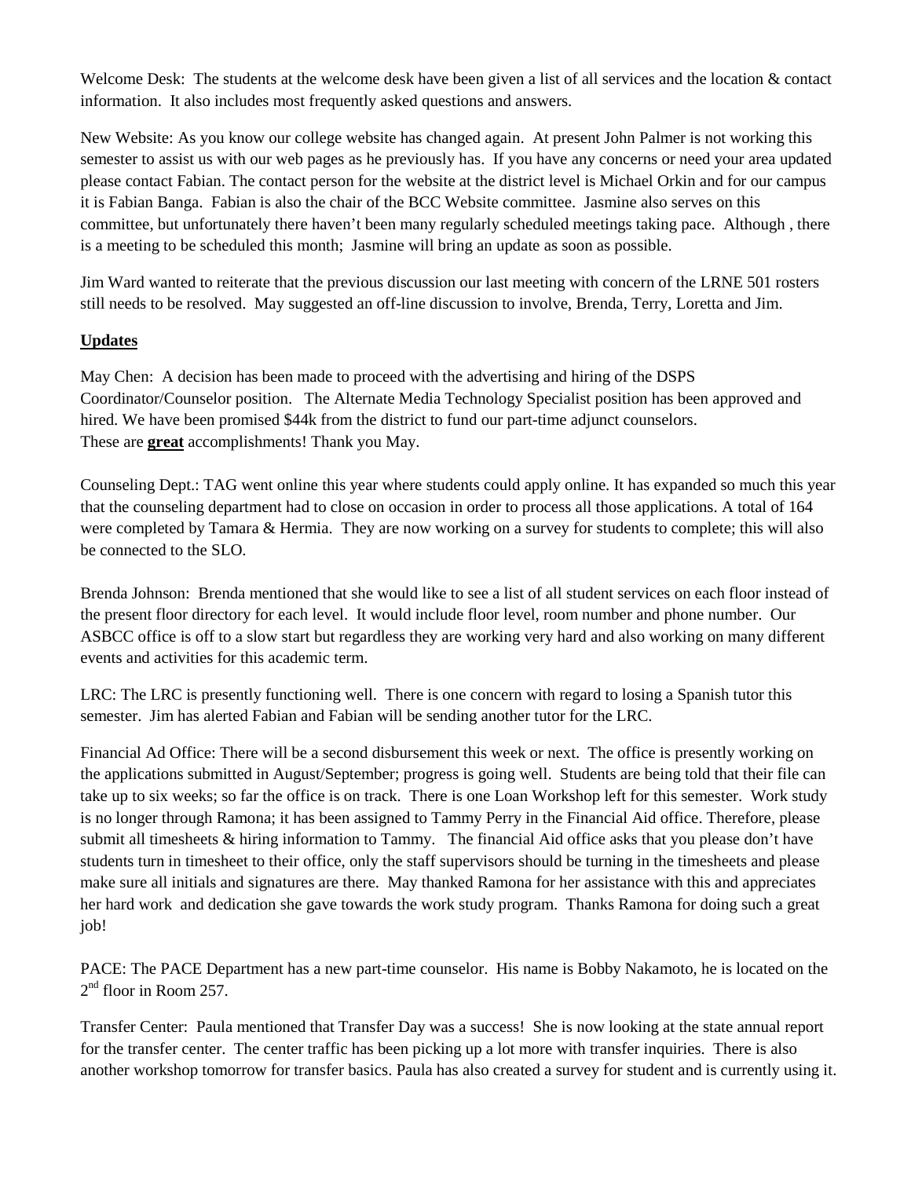Welcome Desk: The students at the welcome desk have been given a list of all services and the location & contact information. It also includes most frequently asked questions and answers.

New Website: As you know our college website has changed again. At present John Palmer is not working this semester to assist us with our web pages as he previously has. If you have any concerns or need your area updated please contact Fabian. The contact person for the website at the district level is Michael Orkin and for our campus it is Fabian Banga. Fabian is also the chair of the BCC Website committee. Jasmine also serves on this committee, but unfortunately there haven't been many regularly scheduled meetings taking pace. Although , there is a meeting to be scheduled this month; Jasmine will bring an update as soon as possible.

Jim Ward wanted to reiterate that the previous discussion our last meeting with concern of the LRNE 501 rosters still needs to be resolved. May suggested an off-line discussion to involve, Brenda, Terry, Loretta and Jim.

**Updates**

May Chen: A decision has been made to proceed with the advertising and hiring of the DSPS Coordinator/Counselor position. The Alternate Media Technology Specialist position has been approved and hired. We have been promised $44k from the district to fund our part-time adjunct counselors.
These are **great** accomplishments! Thank you May.

Counseling Dept.: TAG went online this year where students could apply online. It has expanded so much this year that the counseling department had to close on occasion in order to process all those applications. A total of 164 were completed by Tamara & Hermia. They are now working on a survey for students to complete; this will also be connected to the SLO.

Brenda Johnson: Brenda mentioned that she would like to see a list of all student services on each floor instead of the present floor directory for each level. It would include floor level, room number and phone number. Our ASBCC office is off to a slow start but regardless they are working very hard and also working on many different events and activities for this academic term.

LRC: The LRC is presently functioning well. There is one concern with regard to losing a Spanish tutor this semester. Jim has alerted Fabian and Fabian will be sending another tutor for the LRC.

Financial Ad Office: There will be a second disbursement this week or next. The office is presently working on the applications submitted in August/September; progress is going well. Students are being told that their file can take up to six weeks; so far the office is on track. There is one Loan Workshop left for this semester. Work study is no longer through Ramona; it has been assigned to Tammy Perry in the Financial Aid office. Therefore, please submit all timesheets & hiring information to Tammy. The financial Aid office asks that you please don't have students turn in timesheet to their office, only the staff supervisors should be turning in the timesheets and please make sure all initials and signatures are there. May thanked Ramona for her assistance with this and appreciates her hard work and dedication she gave towards the work study program. Thanks Ramona for doing such a great job!

PACE: The PACE Department has a new part-time counselor. His name is Bobby Nakamoto, he is located on the 2nd floor in Room 257.

Transfer Center: Paula mentioned that Transfer Day was a success! She is now looking at the state annual report for the transfer center. The center traffic has been picking up a lot more with transfer inquiries. There is also another workshop tomorrow for transfer basics. Paula has also created a survey for student and is currently using it.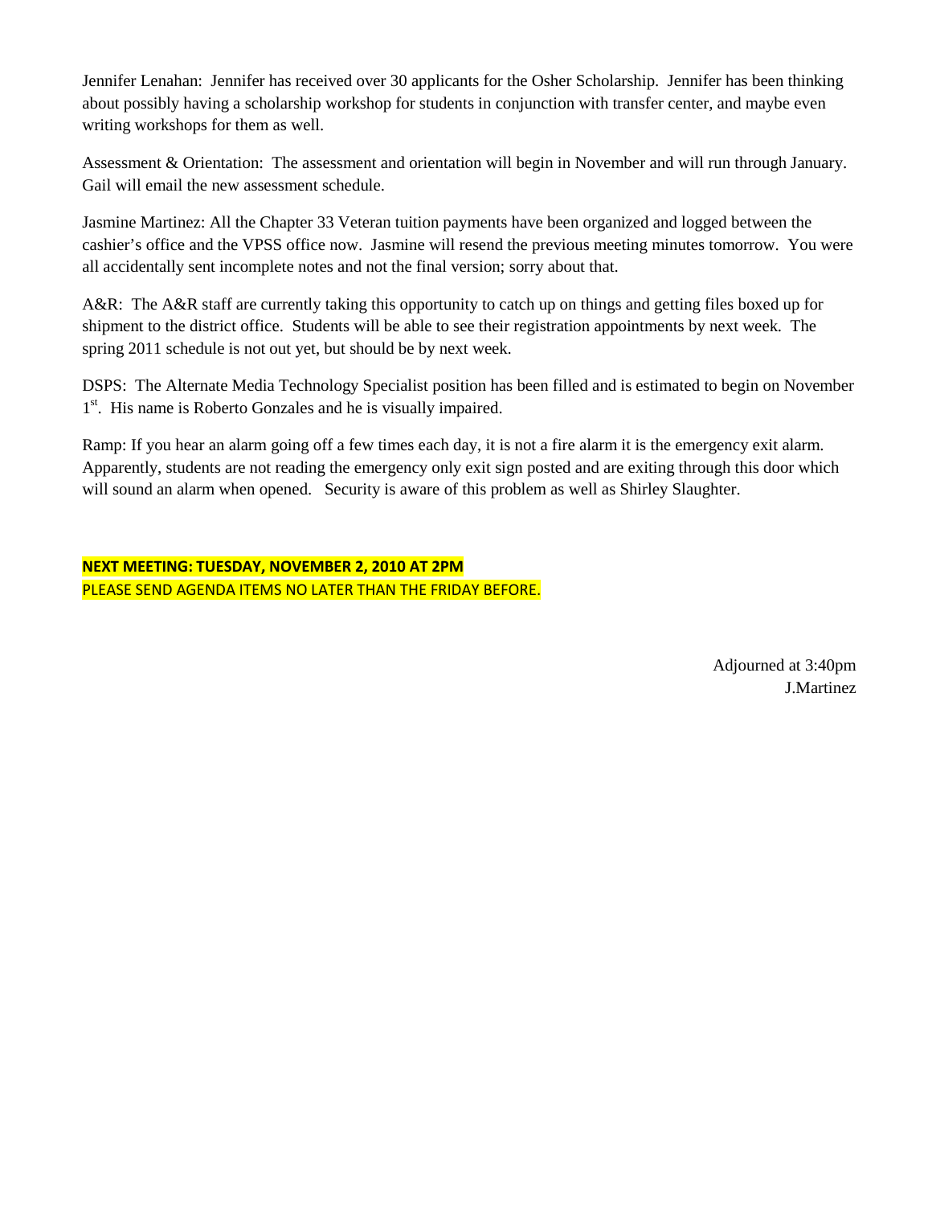Jennifer Lenahan: Jennifer has received over 30 applicants for the Osher Scholarship. Jennifer has been thinking about possibly having a scholarship workshop for students in conjunction with transfer center, and maybe even writing workshops for them as well.

Assessment & Orientation: The assessment and orientation will begin in November and will run through January. Gail will email the new assessment schedule.

Jasmine Martinez: All the Chapter 33 Veteran tuition payments have been organized and logged between the cashier's office and the VPSS office now. Jasmine will resend the previous meeting minutes tomorrow. You were all accidentally sent incomplete notes and not the final version; sorry about that.

A&R: The A&R staff are currently taking this opportunity to catch up on things and getting files boxed up for shipment to the district office. Students will be able to see their registration appointments by next week. The spring 2011 schedule is not out yet, but should be by next week.

DSPS: The Alternate Media Technology Specialist position has been filled and is estimated to begin on November 1st. His name is Roberto Gonzales and he is visually impaired.

Ramp: If you hear an alarm going off a few times each day, it is not a fire alarm it is the emergency exit alarm. Apparently, students are not reading the emergency only exit sign posted and are exiting through this door which will sound an alarm when opened. Security is aware of this problem as well as Shirley Slaughter.

**NEXT MEETING: TUESDAY, NOVEMBER 2, 2010 AT 2PM**

PLEASE SEND AGENDA ITEMS NO LATER THAN THE FRIDAY BEFORE.

Adjourned at 3:40pm

J.Martinez